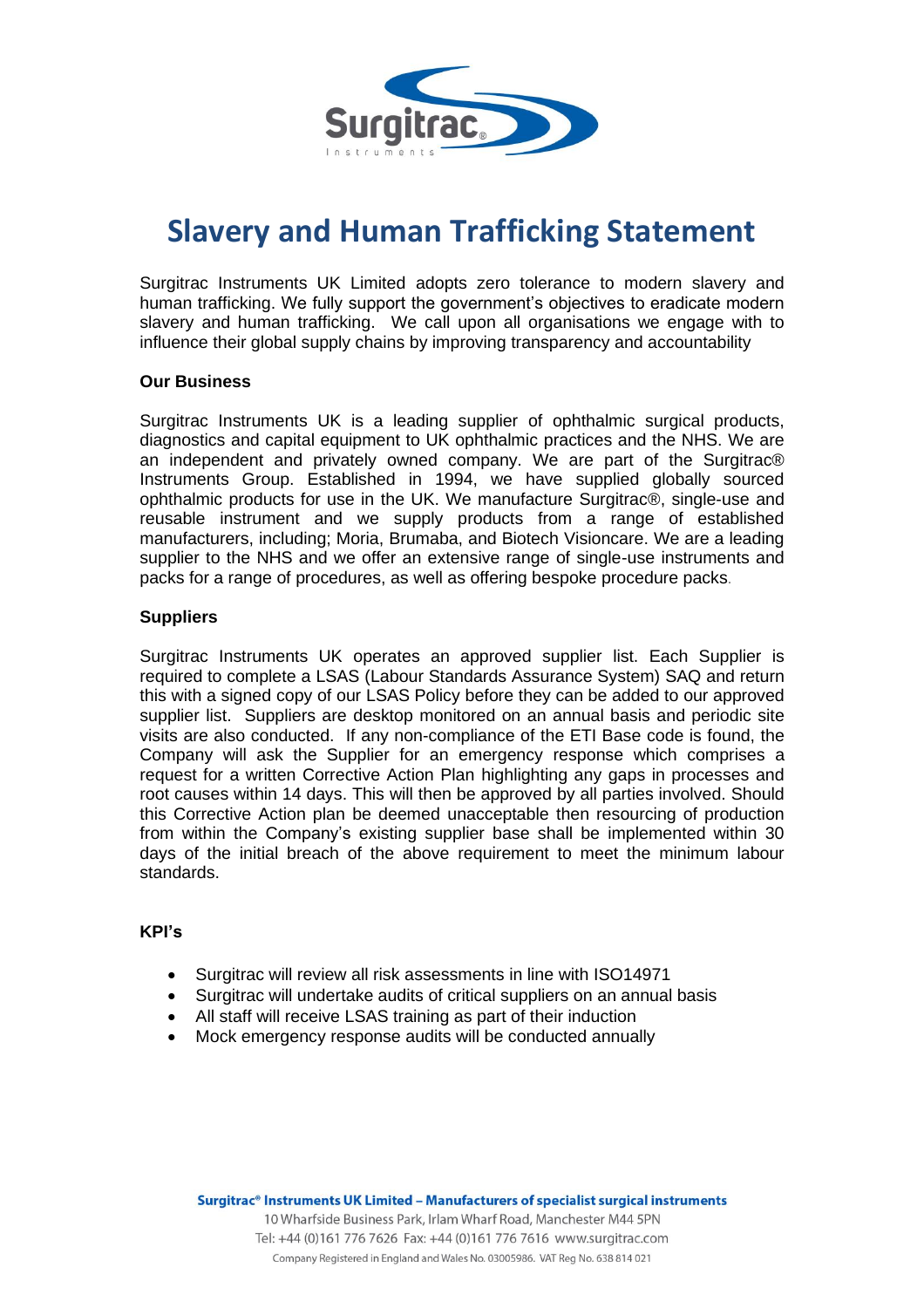# Slavery and Human Trafficking Statement

Surgitrac Instruments UK Limited adopts zero tolerance to modern slavery and human trafficking. We fully support the government's objectives to eradicate modern slavery and human trafficking. We call upon all organisations we engage with to influence their global supply chains by improving transparency and accountability

**Our Business**

Surgitrac Instruments UK is a leading supplier of ophthalmic surgical products, diagnostics and capital equipment to UK ophthalmic practices and the NHS. We are an independent and privately owned company. We are part of the Surgitrac® Instruments Group. Established in 1994, we have supplied globally sourced ophthalmic products for use in the UK. We manufacture Surgitrac®, single-use and reusable instrument and we supply products from a range of established manufacturers, including; Moria, Brumaba, and Biotech Visioncare. We are a leading supplier to the NHS and we offer an extensive range of single-use instruments and packs for a range of procedures, as well as offering bespoke procedure packs.

**Suppliers**

Surgitrac Instruments UK operates an approved supplier list. Each Supplier is required to complete a LSAS (Labour Standards Assurance System) SAQ and return this with a signed copy of our LSAS Policy before they can be added to our approved supplier list. Suppliers are desktop monitored on an annual basis and periodic site visits are also conducted. If any non-compliance of the ETI Base code is found, the Company will ask the Supplier for an emergency response which comprises a request for a written Corrective Action Plan highlighting any gaps in processes and root causes within 14 days. This will then be approved by all parties involved. Should this Corrective Action plan be deemed unacceptable then resourcing of production from within the Company's existing supplier base shall be implemented within 30 days of the initial breach of the above requirement to meet the minimum labour standards.

**KPI's**

- Surgitrac will review all risk assessments in line with ISO14971
- Surgitrac will undertake audits of critical suppliers on an annual basis
- All staff will receive LSAS training as part of their induction
- Mock emergency response audits will be conducted annually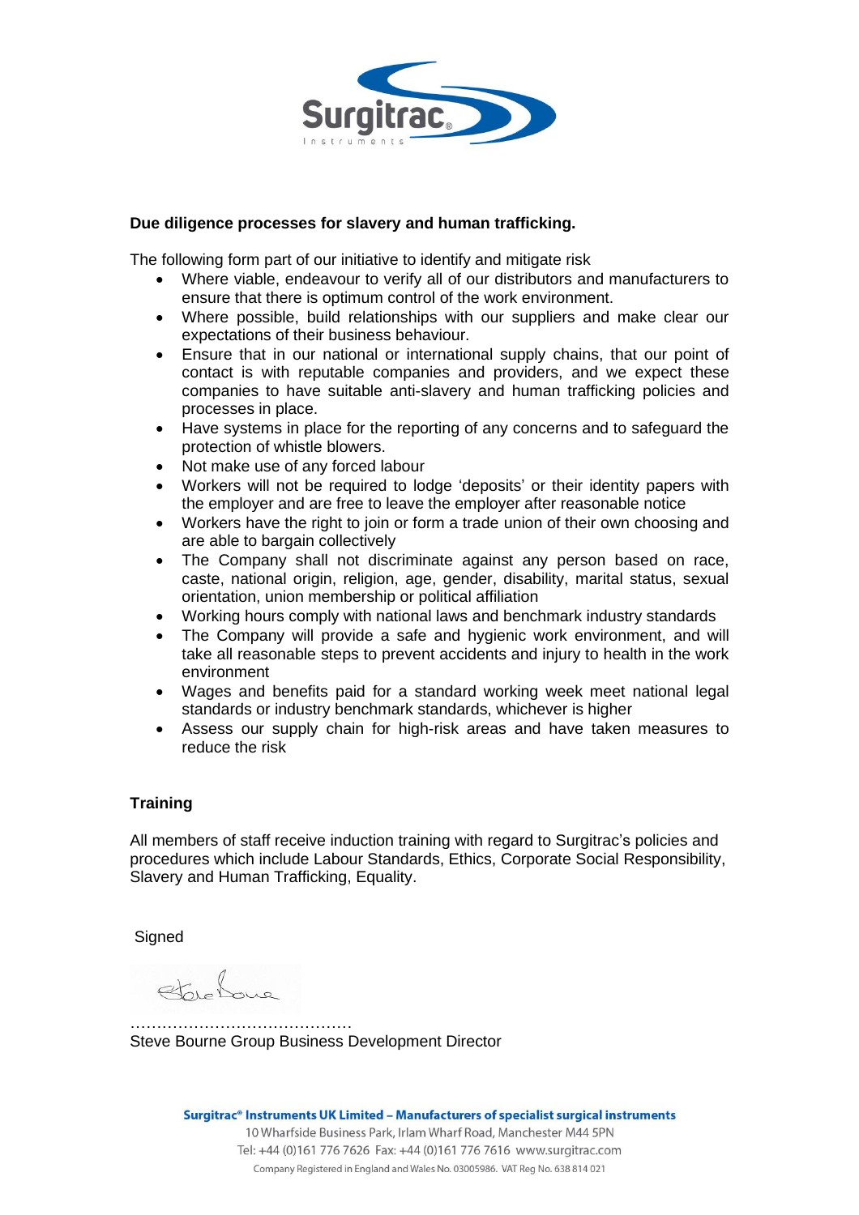**Due diligence processes for slavery and human trafficking.**

The following form part of our initiative to identify and mitigate risk

- Where viable, endeavour to verify all of our distributors and manufacturers to ensure that there is optimum control of the work environment.
- Where possible, build relationships with our suppliers and make clear our expectations of their business behaviour.
- Ensure that in our national or international supply chains, that our point of contact is with reputable companies and providers, and we expect these companies to have suitable anti-slavery and human trafficking policies and processes in place.
- Have systems in place for the reporting of any concerns and to safeguard the protection of whistle blowers.
- Not make use of any forced labour
- Workers will not be required to lodge 'deposits' or their identity papers with the employer and are free to leave the employer after reasonable notice
- Workers have the right to join or form a trade union of their own choosing and are able to bargain collectively
- The Company shall not discriminate against any person based on race, caste, national origin, religion, age, gender, disability, marital status, sexual orientation, union membership or political affiliation
- Working hours comply with national laws and benchmark industry standards
- The Company will provide a safe and hygienic work environment, and will take all reasonable steps to prevent accidents and injury to health in the work environment
- Wages and benefits paid for a standard working week meet national legal standards or industry benchmark standards, whichever is higher
- Assess our supply chain for high-risk areas and have taken measures to reduce the risk

**Training**

All members of staff receive induction training with regard to Surgitrac's policies and procedures which include Labour Standards, Ethics, Corporate Social Responsibility, Slavery and Human Trafficking, Equality.

Signed

……………………………………
Steve Bourne Group Business Development Director

**Surgitrac® Instruments UK Limited – Manufacturers of specialist surgical instruments**
10 Wharfside Business Park, Irlam Wharf Road, Manchester M44 5PN
Tel: +44 (0)161 776 7626 Fax: +44 (0)161 776 7616 www.surgitrac.com
Company Registered in England and Wales No. 03005986. VAT Reg No. 638 814 021